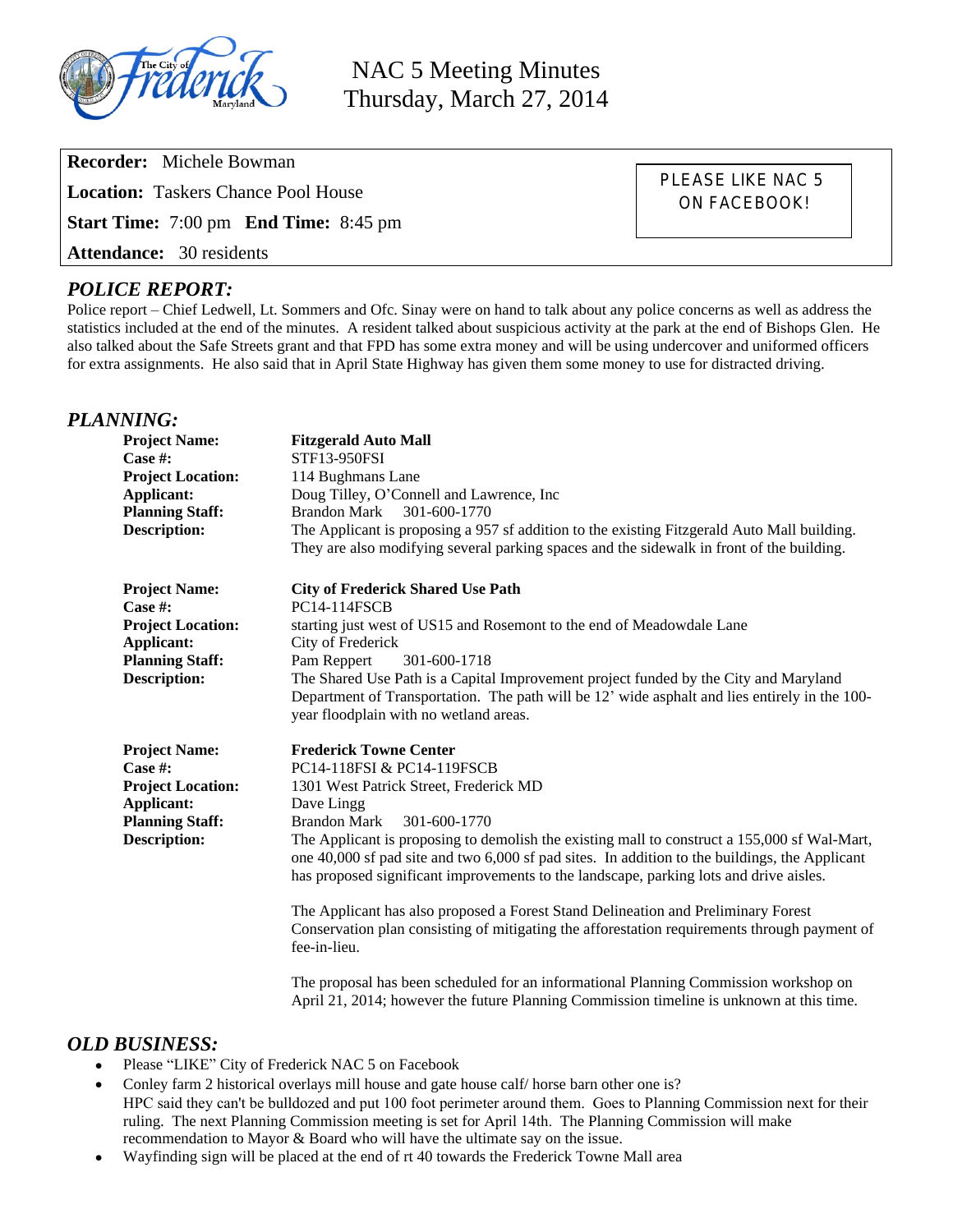# NAC 5 Meeting Minutes
## Thursday, March 27, 2014

**Recorder:** Michele Bowman

**Location:** Taskers Chance Pool House

**Start Time:** 7:00 pm **End Time:** 8:45 pm

**Attendance:** 30 residents

PLEASE LIKE NAC 5 ON FACEBOOK!

## *POLICE REPORT:*

Police report – Chief Ledwell, Lt. Sommers and Ofc. Sinay were on hand to talk about any police concerns as well as address the statistics included at the end of the minutes. A resident talked about suspicious activity at the park at the end of Bishops Glen. He also talked about the Safe Streets grant and that FPD has some extra money and will be using undercover and uniformed officers for extra assignments. He also said that in April State Highway has given them some money to use for distracted driving.

## *PLANNING:*

**Project Name:** **Fitzgerald Auto Mall**
**Case #:** STF13-950FSI
**Project Location:** 114 Bughmans Lane
**Applicant:** Doug Tilley, O'Connell and Lawrence, Inc
**Planning Staff:** Brandon Mark 301-600-1770
**Description:** The Applicant is proposing a 957 sf addition to the existing Fitzgerald Auto Mall building. They are also modifying several parking spaces and the sidewalk in front of the building.

**Project Name:** **City of Frederick Shared Use Path**
**Case #:** PC14-114FSCB
**Project Location:** starting just west of US15 and Rosemont to the end of Meadowdale Lane
**Applicant:** City of Frederick
**Planning Staff:** Pam Reppert 301-600-1718
**Description:** The Shared Use Path is a Capital Improvement project funded by the City and Maryland Department of Transportation. The path will be 12' wide asphalt and lies entirely in the 100-year floodplain with no wetland areas.

**Project Name:** **Frederick Towne Center**
**Case #:** PC14-118FSI & PC14-119FSCB
**Project Location:** 1301 West Patrick Street, Frederick MD
**Applicant:** Dave Lingg
**Planning Staff:** Brandon Mark 301-600-1770
**Description:** The Applicant is proposing to demolish the existing mall to construct a 155,000 sf Wal-Mart, one 40,000 sf pad site and two 6,000 sf pad sites. In addition to the buildings, the Applicant has proposed significant improvements to the landscape, parking lots and drive aisles.

The Applicant has also proposed a Forest Stand Delineation and Preliminary Forest Conservation plan consisting of mitigating the afforestation requirements through payment of fee-in-lieu.

The proposal has been scheduled for an informational Planning Commission workshop on April 21, 2014; however the future Planning Commission timeline is unknown at this time.

## *OLD BUSINESS:*

- Please "LIKE" City of Frederick NAC 5 on Facebook
- Conley farm 2 historical overlays mill house and gate house calf/ horse barn other one is?
  HPC said they can't be bulldozed and put 100 foot perimeter around them. Goes to Planning Commission next for their ruling. The next Planning Commission meeting is set for April 14th. The Planning Commission will make recommendation to Mayor & Board who will have the ultimate say on the issue.
- Wayfinding sign will be placed at the end of rt 40 towards the Frederick Towne Mall area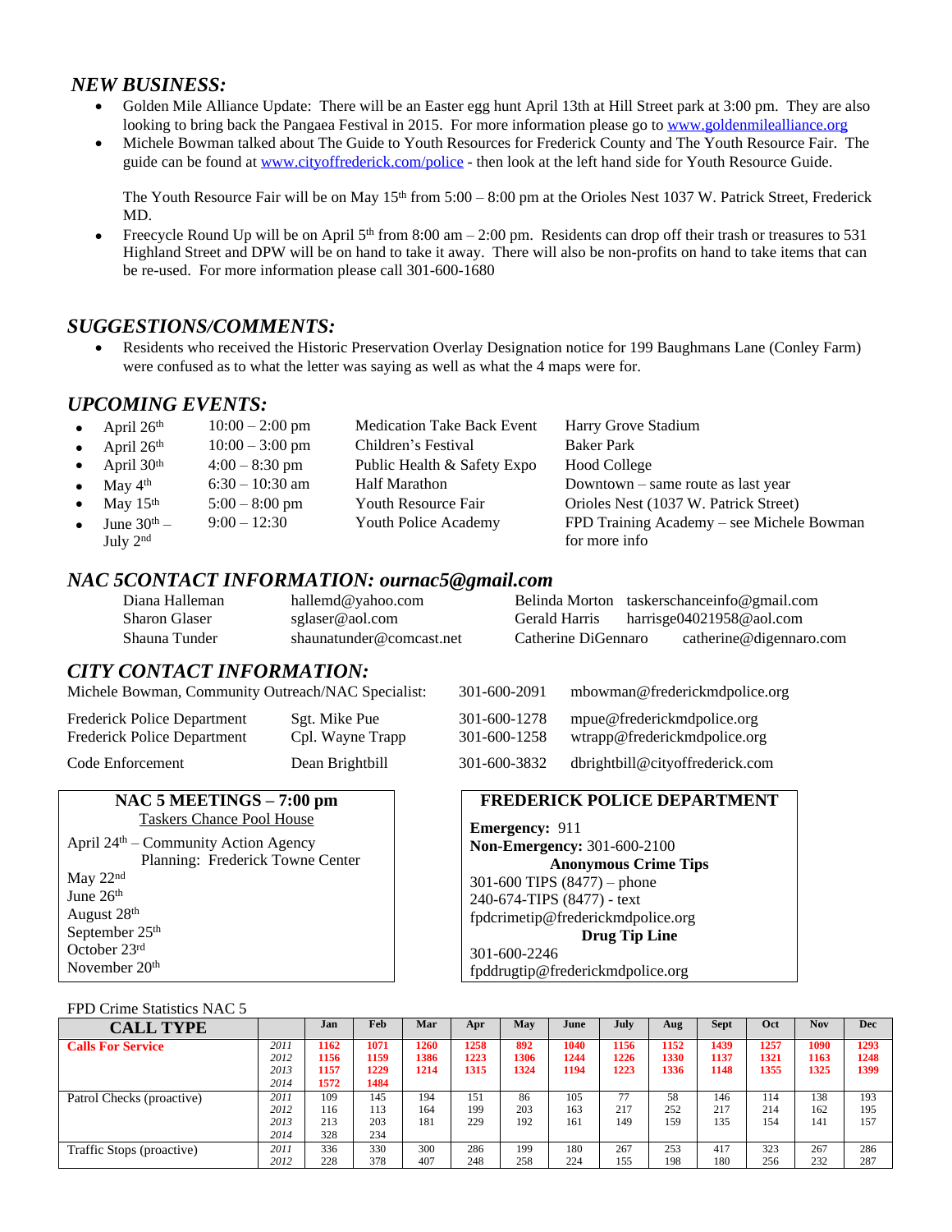## *NEW BUSINESS:*

- Golden Mile Alliance Update: There will be an Easter egg hunt April 13th at Hill Street park at 3:00 pm. They are also looking to bring back the Pangaea Festival in 2015. For more information please go to www.goldenmilealliance.org
- Michele Bowman talked about The Guide to Youth Resources for Frederick County and The Youth Resource Fair. The guide can be found at www.cityoffrederick.com/police - then look at the left hand side for Youth Resource Guide.

  The Youth Resource Fair will be on May 15th from 5:00 – 8:00 pm at the Orioles Nest 1037 W. Patrick Street, Frederick MD.
- Freecycle Round Up will be on April 5th from 8:00 am – 2:00 pm. Residents can drop off their trash or treasures to 531 Highland Street and DPW will be on hand to take it away. There will also be non-profits on hand to take items that can be re-used. For more information please call 301-600-1680

## *SUGGESTIONS/COMMENTS:*

- Residents who received the Historic Preservation Overlay Designation notice for 199 Baughmans Lane (Conley Farm) were confused as to what the letter was saying as well as what the 4 maps were for.

## *UPCOMING EVENTS:*

| Date | Time | Event | Location |
|---|---|---|---|
| April 26th | 10:00 – 2:00 pm | Medication Take Back Event | Harry Grove Stadium |
| April 26th | 10:00 – 3:00 pm | Children's Festival | Baker Park |
| April 30th | 4:00 – 8:30 pm | Public Health & Safety Expo | Hood College |
| May 4th | 6:30 – 10:30 am | Half Marathon | Downtown – same route as last year |
| May 15th | 5:00 – 8:00 pm | Youth Resource Fair | Orioles Nest (1037 W. Patrick Street) |
| June 30th – July 2nd | 9:00 – 12:30 | Youth Police Academy | FPD Training Academy – see Michele Bowman for more info |

## *NAC 5CONTACT INFORMATION: ournac5@gmail.com*

| | | | |
|---|---|---|---|
| Diana Halleman | hallemd@yahoo.com | Belinda Morton | taskerschanceinfo@gmail.com |
| Sharon Glaser | sglaser@aol.com | Gerald Harris | harrisge04021958@aol.com |
| Shauna Tunder | shaunatunder@comcast.net | Catherine DiGennaro | catherine@digennaro.com |

## *CITY CONTACT INFORMATION:*

| | | | |
|---|---|---|---|
| Michele Bowman, Community Outreach/NAC Specialist: | | 301-600-2091 | mbowman@frederickmdpolice.org |
| Frederick Police Department | Sgt. Mike Pue | 301-600-1278 | mpue@frederickmdpolice.org |
| Frederick Police Department | Cpl. Wayne Trapp | 301-600-1258 | wtrapp@frederickmdpolice.org |
| Code Enforcement | Dean Brightbill | 301-600-3832 | dbrightbill@cityoffrederick.com |

**NAC 5 MEETINGS – 7:00 pm**
Taskers Chance Pool House

April 24th – Community Action Agency
Planning: Frederick Towne Center
May 22nd
June 26th
August 28th
September 25th
October 23rd
November 20th

**FREDERICK POLICE DEPARTMENT**

**Emergency:** 911
**Non-Emergency:** 301-600-2100
**Anonymous Crime Tips**
301-600 TIPS (8477) – phone
240-674-TIPS (8477) - text
fpdcrimetip@frederickmdpolice.org
**Drug Tip Line**
301-600-2246
fpddrugtip@frederickmdpolice.org

FPD Crime Statistics NAC 5

| CALL TYPE | | Jan | Feb | Mar | Apr | May | June | July | Aug | Sept | Oct | Nov | Dec |
|---|---|---|---|---|---|---|---|---|---|---|---|---|---|
| **Calls For Service** | *2011* | **1162** | **1071** | **1260** | **1258** | **892** | **1040** | **1156** | **1152** | **1439** | **1257** | **1090** | **1293** |
| | *2012* | **1156** | **1159** | **1386** | **1223** | **1306** | **1244** | **1226** | **1330** | **1137** | **1321** | **1163** | **1248** |
| | *2013* | **1157** | **1229** | **1214** | **1315** | **1324** | **1194** | **1223** | **1336** | **1148** | **1355** | **1325** | **1399** |
| | *2014* | **1572** | **1484** | | | | | | | | | | |
| Patrol Checks (proactive) | *2011* | 109 | 145 | 194 | 151 | 86 | 105 | 77 | 58 | 146 | 114 | 138 | 193 |
| | *2012* | 116 | 113 | 164 | 199 | 203 | 163 | 217 | 252 | 217 | 214 | 162 | 195 |
| | *2013* | 213 | 203 | 181 | 229 | 192 | 161 | 149 | 159 | 135 | 154 | 141 | 157 |
| | *2014* | 328 | 234 | | | | | | | | | | |
| Traffic Stops (proactive) | *2011* | 336 | 330 | 300 | 286 | 199 | 180 | 267 | 253 | 417 | 323 | 267 | 286 |
| | *2012* | 228 | 378 | 407 | 248 | 258 | 224 | 155 | 198 | 180 | 256 | 232 | 287 |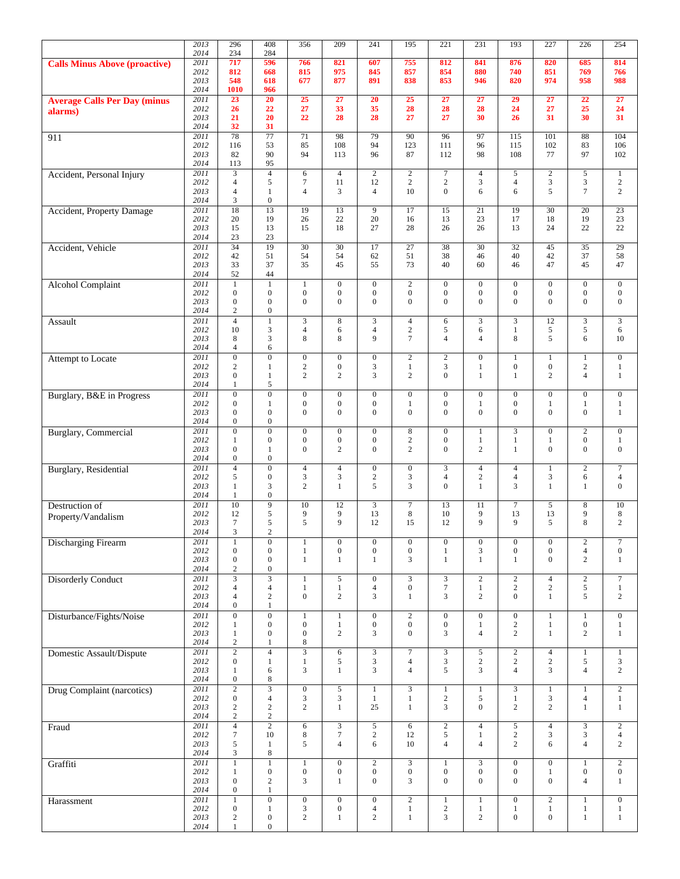| | | | | | | | | | | | | | |
|---|---|---|---|---|---|---|---|---|---|---|---|---|---|
| | 2013 | 296 | 408 | 356 | 209 | 241 | 195 | 221 | 231 | 193 | 227 | 226 | 254 |
| | 2014 | 234 | 284 | | | | | | | | | | |
| **Calls Minus Above (proactive)** | 2011 | **717** | **596** | **766** | **821** | **607** | **755** | **812** | **841** | **876** | **820** | **685** | **814** |
| | 2012 | **812** | **668** | **815** | **975** | **845** | **857** | **854** | **880** | **740** | **851** | **769** | **766** |
| | 2013 | **548** | **618** | **677** | **877** | **891** | **838** | **853** | **946** | **820** | **974** | **958** | **988** |
| | 2014 | **1010** | **966** | | | | | | | | | | |
| **Average Calls Per Day (minus alarms)** | 2011 | **23** | **20** | **25** | **27** | **20** | **25** | **27** | **27** | **29** | **27** | **22** | **27** |
| | 2012 | **26** | **22** | **27** | **33** | **35** | **28** | **28** | **28** | **24** | **27** | **25** | **24** |
| | 2013 | **21** | **20** | **22** | **28** | **28** | **27** | **27** | **30** | **26** | **31** | **30** | **31** |
| | 2014 | **32** | **31** | | | | | | | | | | |
| 911 | 2011 | 78 | 77 | 71 | 98 | 79 | 90 | 96 | 97 | 115 | 101 | 88 | 104 |
| | 2012 | 116 | 53 | 85 | 108 | 94 | 123 | 111 | 96 | 115 | 102 | 83 | 106 |
| | 2013 | 82 | 90 | 94 | 113 | 96 | 87 | 112 | 98 | 108 | 77 | 97 | 102 |
| | 2014 | 113 | 95 | | | | | | | | | | |
| Accident, Personal Injury | 2011 | 3 | 4 | 6 | 4 | 2 | 2 | 7 | 4 | 5 | 2 | 5 | 1 |
| | 2012 | 4 | 5 | 7 | 11 | 12 | 2 | 2 | 3 | 4 | 3 | 3 | 2 |
| | 2013 | 4 | 1 | 4 | 3 | 4 | 10 | 0 | 6 | 6 | 5 | 7 | 2 |
| | 2014 | 3 | 0 | | | | | | | | | | |
| Accident, Property Damage | 2011 | 18 | 13 | 19 | 13 | 9 | 17 | 15 | 21 | 19 | 30 | 20 | 23 |
| | 2012 | 20 | 19 | 26 | 22 | 20 | 16 | 13 | 23 | 17 | 18 | 19 | 23 |
| | 2013 | 15 | 13 | 15 | 18 | 27 | 28 | 26 | 26 | 13 | 24 | 22 | 22 |
| | 2014 | 23 | 23 | | | | | | | | | | |
| Accident, Vehicle | 2011 | 34 | 19 | 30 | 30 | 17 | 27 | 38 | 30 | 32 | 45 | 35 | 29 |
| | 2012 | 42 | 51 | 54 | 54 | 62 | 51 | 38 | 46 | 40 | 42 | 37 | 58 |
| | 2013 | 33 | 37 | 35 | 45 | 55 | 73 | 40 | 60 | 46 | 47 | 45 | 47 |
| | 2014 | 52 | 44 | | | | | | | | | | |
| Alcohol Complaint | 2011 | 1 | 1 | 1 | 0 | 0 | 2 | 0 | 0 | 0 | 0 | 0 | 0 |
| | 2012 | 0 | 0 | 0 | 0 | 0 | 0 | 0 | 0 | 0 | 0 | 0 | 0 |
| | 2013 | 0 | 0 | 0 | 0 | 0 | 0 | 0 | 0 | 0 | 0 | 0 | 0 |
| | 2014 | 2 | 0 | | | | | | | | | | |
| Assault | 2011 | 4 | 1 | 3 | 8 | 3 | 4 | 6 | 3 | 3 | 12 | 3 | 3 |
| | 2012 | 10 | 3 | 4 | 6 | 4 | 2 | 5 | 6 | 1 | 5 | 5 | 6 |
| | 2013 | 8 | 3 | 8 | 8 | 9 | 7 | 4 | 4 | 8 | 5 | 6 | 10 |
| | 2014 | 4 | 6 | | | | | | | | | | |
| Attempt to Locate | 2011 | 0 | 0 | 0 | 0 | 0 | 2 | 2 | 0 | 1 | 1 | 1 | 0 |
| | 2012 | 2 | 1 | 2 | 0 | 3 | 1 | 3 | 1 | 0 | 0 | 2 | 1 |
| | 2013 | 0 | 1 | 2 | 2 | 3 | 2 | 0 | 1 | 1 | 2 | 4 | 1 |
| | 2014 | 1 | 5 | | | | | | | | | | |
| Burglary, B&E in Progress | 2011 | 0 | 0 | 0 | 0 | 0 | 0 | 0 | 0 | 0 | 0 | 0 | 0 |
| | 2012 | 0 | 1 | 0 | 0 | 0 | 1 | 0 | 1 | 0 | 1 | 1 | 1 |
| | 2013 | 0 | 0 | 0 | 0 | 0 | 0 | 0 | 0 | 0 | 0 | 0 | 1 |
| | 2014 | 0 | 0 | | | | | | | | | | |
| Burglary, Commercial | 2011 | 0 | 0 | 0 | 0 | 0 | 8 | 0 | 1 | 3 | 0 | 2 | 0 |
| | 2012 | 1 | 0 | 0 | 0 | 0 | 2 | 0 | 1 | 1 | 1 | 0 | 1 |
| | 2013 | 0 | 1 | 0 | 2 | 0 | 2 | 0 | 2 | 1 | 0 | 0 | 0 |
| | 2014 | 0 | 0 | | | | | | | | | | |
| Burglary, Residential | 2011 | 4 | 0 | 4 | 4 | 0 | 0 | 3 | 4 | 4 | 1 | 2 | 7 |
| | 2012 | 5 | 0 | 3 | 3 | 2 | 3 | 4 | 2 | 4 | 3 | 6 | 4 |
| | 2013 | 1 | 3 | 2 | 1 | 5 | 3 | 0 | 1 | 3 | 1 | 1 | 0 |
| | 2014 | 1 | 0 | | | | | | | | | | |
| Destruction of Property/Vandalism | 2011 | 10 | 9 | 10 | 12 | 3 | 7 | 13 | 11 | 7 | 5 | 8 | 10 |
| | 2012 | 12 | 5 | 9 | 9 | 13 | 8 | 10 | 9 | 13 | 13 | 9 | 8 |
| | 2013 | 7 | 5 | 5 | 9 | 12 | 15 | 12 | 9 | 9 | 5 | 8 | 2 |
| | 2014 | 3 | 2 | | | | | | | | | | |
| Discharging Firearm | 2011 | 1 | 0 | 1 | 0 | 0 | 0 | 0 | 0 | 0 | 0 | 2 | 7 |
| | 2012 | 0 | 0 | 1 | 0 | 0 | 0 | 1 | 3 | 0 | 0 | 4 | 0 |
| | 2013 | 0 | 0 | 1 | 1 | 1 | 3 | 1 | 1 | 1 | 0 | 2 | 1 |
| | 2014 | 2 | 0 | | | | | | | | | | |
| Disorderly Conduct | 2011 | 3 | 3 | 1 | 5 | 0 | 3 | 3 | 2 | 2 | 4 | 2 | 7 |
| | 2012 | 4 | 4 | 1 | 1 | 4 | 0 | 7 | 1 | 2 | 2 | 5 | 1 |
| | 2013 | 4 | 2 | 0 | 2 | 3 | 1 | 3 | 2 | 0 | 1 | 5 | 2 |
| | 2014 | 0 | 1 | | | | | | | | | | |
| Disturbance/Fights/Noise | 2011 | 0 | 0 | 1 | 1 | 0 | 2 | 0 | 0 | 0 | 1 | 1 | 0 |
| | 2012 | 1 | 0 | 0 | 1 | 0 | 0 | 0 | 1 | 2 | 1 | 0 | 1 |
| | 2013 | 1 | 0 | 0 | 2 | 3 | 0 | 3 | 4 | 2 | 1 | 2 | 1 |
| | 2014 | 2 | 1 | 8 | | | | | | | | | |
| Domestic Assault/Dispute | 2011 | 2 | 4 | 3 | 6 | 3 | 7 | 3 | 5 | 2 | 4 | 1 | 1 |
| | 2012 | 0 | 1 | 1 | 5 | 3 | 4 | 3 | 2 | 2 | 2 | 5 | 3 |
| | 2013 | 1 | 6 | 3 | 1 | 3 | 4 | 5 | 3 | 4 | 3 | 4 | 2 |
| | 2014 | 0 | 8 | | | | | | | | | | |
| Drug Complaint (narcotics) | 2011 | 2 | 3 | 0 | 5 | 1 | 3 | 1 | 1 | 3 | 1 | 1 | 2 |
| | 2012 | 0 | 4 | 3 | 3 | 1 | 1 | 2 | 5 | 1 | 3 | 4 | 1 |
| | 2013 | 2 | 2 | 2 | 1 | 25 | 1 | 3 | 0 | 2 | 2 | 1 | 1 |
| | 2014 | 2 | 2 | | | | | | | | | | |
| Fraud | 2011 | 4 | 2 | 6 | 3 | 5 | 6 | 2 | 4 | 5 | 4 | 3 | 2 |
| | 2012 | 7 | 10 | 8 | 7 | 2 | 12 | 5 | 1 | 2 | 3 | 3 | 4 |
| | 2013 | 5 | 1 | 5 | 4 | 6 | 10 | 4 | 4 | 2 | 6 | 4 | 2 |
| | 2014 | 3 | 8 | | | | | | | | | | |
| Graffiti | 2011 | 1 | 1 | 1 | 0 | 2 | 3 | 1 | 3 | 0 | 0 | 1 | 2 |
| | 2012 | 1 | 0 | 0 | 0 | 0 | 0 | 0 | 0 | 0 | 1 | 0 | 0 |
| | 2013 | 0 | 2 | 3 | 1 | 0 | 3 | 0 | 0 | 0 | 0 | 4 | 1 |
| | 2014 | 0 | 1 | | | | | | | | | | |
| Harassment | 2011 | 1 | 0 | 0 | 0 | 0 | 2 | 1 | 1 | 0 | 2 | 1 | 0 |
| | 2012 | 0 | 1 | 3 | 0 | 4 | 1 | 2 | 1 | 1 | 1 | 1 | 1 |
| | 2013 | 2 | 0 | 2 | 1 | 2 | 1 | 3 | 2 | 0 | 0 | 1 | 1 |
| | 2014 | 1 | 0 | | | | | | | | | | |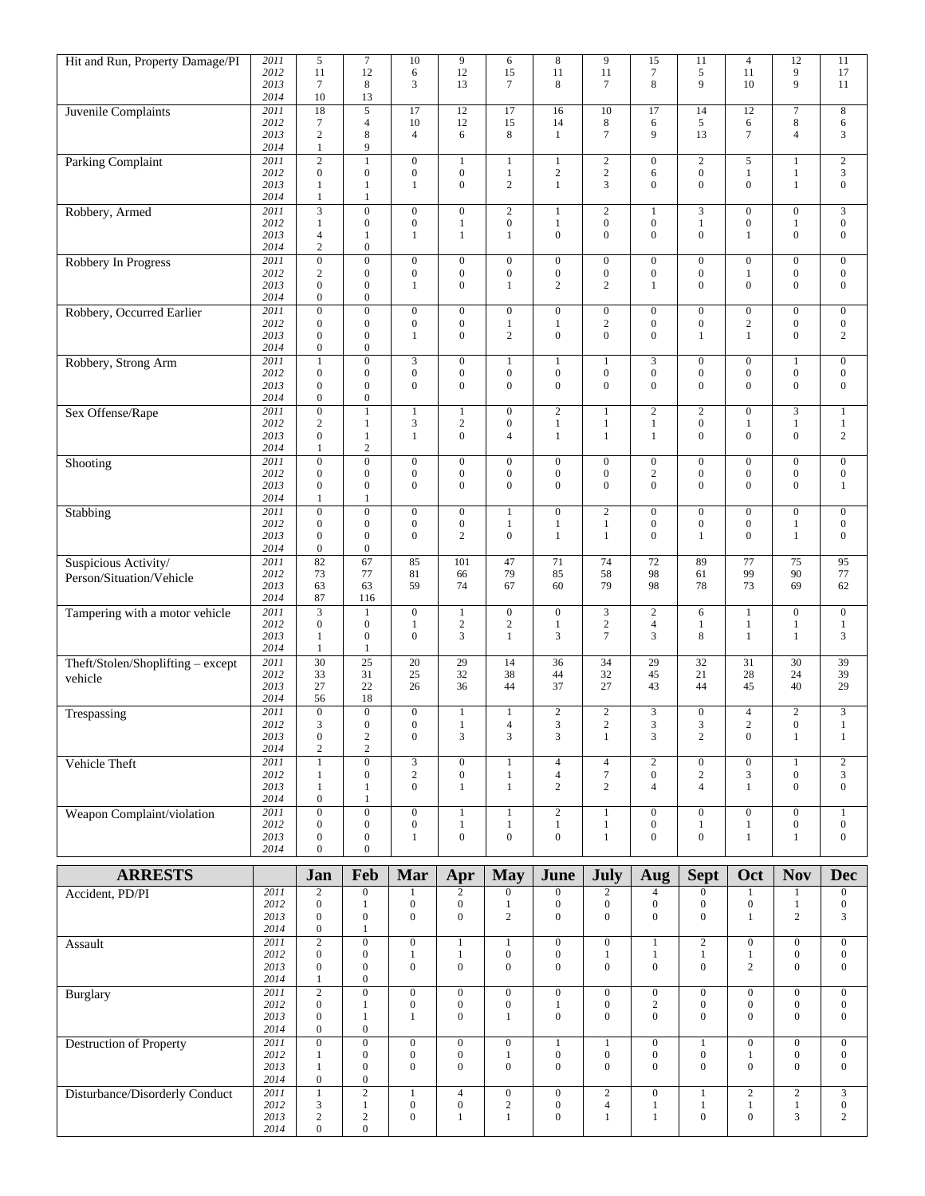| | | Jan | Feb | Mar | Apr | May | June | July | Aug | Sept | Oct | Nov | Dec |
|---|---|---|---|---|---|---|---|---|---|---|---|---|---|
| Hit and Run, Property Damage/PI | 2011 | 5 | 7 | 10 | 9 | 6 | 8 | 9 | 15 | 11 | 4 | 12 | 11 |
| | 2012 | 11 | 12 | 6 | 12 | 15 | 11 | 11 | 7 | 5 | 11 | 9 | 17 |
| | 2013 | 7 | 8 | 3 | 13 | 7 | 8 | 7 | 8 | 9 | 10 | 9 | 11 |
| | 2014 | 10 | 13 | | | | | | | | | | |
| Juvenile Complaints | 2011 | 18 | 5 | 17 | 12 | 17 | 16 | 10 | 17 | 14 | 12 | 7 | 8 |
| | 2012 | 7 | 4 | 10 | 12 | 15 | 14 | 8 | 6 | 5 | 6 | 8 | 6 |
| | 2013 | 2 | 8 | 4 | 6 | 8 | 1 | 7 | 9 | 13 | 7 | 4 | 3 |
| | 2014 | 1 | 9 | | | | | | | | | | |
| Parking Complaint | 2011 | 2 | 1 | 0 | 1 | 1 | 1 | 2 | 0 | 2 | 5 | 1 | 2 |
| | 2012 | 0 | 0 | 0 | 0 | 1 | 2 | 2 | 6 | 0 | 1 | 1 | 3 |
| | 2013 | 1 | 1 | 1 | 0 | 2 | 1 | 3 | 0 | 0 | 0 | 1 | 0 |
| | 2014 | 1 | 1 | | | | | | | | | | |
| Robbery, Armed | 2011 | 3 | 0 | 0 | 0 | 2 | 1 | 2 | 1 | 3 | 0 | 0 | 3 |
| | 2012 | 1 | 0 | 0 | 1 | 0 | 1 | 0 | 0 | 1 | 0 | 1 | 0 |
| | 2013 | 4 | 1 | 1 | 1 | 1 | 0 | 0 | 0 | 0 | 1 | 0 | 0 |
| | 2014 | 2 | 0 | | | | | | | | | | |
| Robbery In Progress | 2011 | 0 | 0 | 0 | 0 | 0 | 0 | 0 | 0 | 0 | 0 | 0 | 0 |
| | 2012 | 2 | 0 | 0 | 0 | 0 | 0 | 0 | 0 | 0 | 1 | 0 | 0 |
| | 2013 | 0 | 0 | 1 | 0 | 1 | 2 | 2 | 1 | 0 | 0 | 0 | 0 |
| | 2014 | 0 | 0 | | | | | | | | | | |
| Robbery, Occurred Earlier | 2011 | 0 | 0 | 0 | 0 | 0 | 0 | 0 | 0 | 0 | 0 | 0 | 0 |
| | 2012 | 0 | 0 | 0 | 0 | 1 | 1 | 2 | 0 | 0 | 2 | 0 | 0 |
| | 2013 | 0 | 0 | 1 | 0 | 2 | 0 | 0 | 0 | 1 | 1 | 0 | 2 |
| | 2014 | 0 | 0 | | | | | | | | | | |
| Robbery, Strong Arm | 2011 | 1 | 0 | 3 | 0 | 1 | 1 | 1 | 3 | 0 | 0 | 1 | 0 |
| | 2012 | 0 | 0 | 0 | 0 | 0 | 0 | 0 | 0 | 0 | 0 | 0 | 0 |
| | 2013 | 0 | 0 | 0 | 0 | 0 | 0 | 0 | 0 | 0 | 0 | 0 | 0 |
| | 2014 | 0 | 0 | | | | | | | | | | |
| Sex Offense/Rape | 2011 | 0 | 1 | 1 | 1 | 0 | 2 | 1 | 2 | 2 | 0 | 3 | 1 |
| | 2012 | 2 | 1 | 3 | 2 | 0 | 1 | 1 | 1 | 0 | 1 | 1 | 1 |
| | 2013 | 0 | 1 | 1 | 0 | 4 | 1 | 1 | 1 | 0 | 0 | 0 | 2 |
| | 2014 | 1 | 2 | | | | | | | | | | |
| Shooting | 2011 | 0 | 0 | 0 | 0 | 0 | 0 | 0 | 0 | 0 | 0 | 0 | 0 |
| | 2012 | 0 | 0 | 0 | 0 | 0 | 0 | 0 | 2 | 0 | 0 | 0 | 0 |
| | 2013 | 0 | 0 | 0 | 0 | 0 | 0 | 0 | 0 | 0 | 0 | 0 | 1 |
| | 2014 | 1 | 1 | | | | | | | | | | |
| Stabbing | 2011 | 0 | 0 | 0 | 0 | 1 | 0 | 2 | 0 | 0 | 0 | 0 | 0 |
| | 2012 | 0 | 0 | 0 | 0 | 1 | 1 | 1 | 0 | 0 | 0 | 1 | 0 |
| | 2013 | 0 | 0 | 0 | 2 | 0 | 1 | 1 | 0 | 1 | 0 | 1 | 0 |
| | 2014 | 0 | 0 | | | | | | | | | | |
| Suspicious Activity/ Person/Situation/Vehicle | 2011 | 82 | 67 | 85 | 101 | 47 | 71 | 74 | 72 | 89 | 77 | 75 | 95 |
| | 2012 | 73 | 77 | 81 | 66 | 79 | 85 | 58 | 98 | 61 | 99 | 90 | 77 |
| | 2013 | 63 | 63 | 59 | 74 | 67 | 60 | 79 | 98 | 78 | 73 | 69 | 62 |
| | 2014 | 87 | 116 | | | | | | | | | | |
| Tampering with a motor vehicle | 2011 | 3 | 1 | 0 | 1 | 0 | 0 | 3 | 2 | 6 | 1 | 0 | 0 |
| | 2012 | 0 | 0 | 1 | 2 | 2 | 1 | 2 | 4 | 1 | 1 | 1 | 1 |
| | 2013 | 1 | 0 | 0 | 3 | 1 | 3 | 7 | 3 | 8 | 1 | 1 | 3 |
| | 2014 | 1 | 1 | | | | | | | | | | |
| Theft/Stolen/Shoplifting – except vehicle | 2011 | 30 | 25 | 20 | 29 | 14 | 36 | 34 | 29 | 32 | 31 | 30 | 39 |
| | 2012 | 33 | 31 | 25 | 32 | 38 | 44 | 32 | 45 | 21 | 28 | 24 | 39 |
| | 2013 | 27 | 22 | 26 | 36 | 44 | 37 | 27 | 43 | 44 | 45 | 40 | 29 |
| | 2014 | 56 | 18 | | | | | | | | | | |
| Trespassing | 2011 | 0 | 0 | 0 | 1 | 1 | 2 | 2 | 3 | 0 | 4 | 2 | 3 |
| | 2012 | 3 | 0 | 0 | 1 | 4 | 3 | 2 | 3 | 3 | 2 | 0 | 1 |
| | 2013 | 0 | 2 | 0 | 3 | 3 | 3 | 1 | 3 | 2 | 0 | 1 | 1 |
| | 2014 | 2 | 2 | | | | | | | | | | |
| Vehicle Theft | 2011 | 1 | 0 | 3 | 0 | 1 | 4 | 4 | 2 | 0 | 0 | 1 | 2 |
| | 2012 | 1 | 0 | 2 | 0 | 1 | 4 | 7 | 0 | 2 | 3 | 0 | 3 |
| | 2013 | 1 | 1 | 0 | 1 | 1 | 2 | 2 | 4 | 4 | 1 | 0 | 0 |
| | 2014 | 0 | 1 | | | | | | | | | | |
| Weapon Complaint/violation | 2011 | 0 | 0 | 0 | 1 | 1 | 2 | 1 | 0 | 0 | 0 | 0 | 1 |
| | 2012 | 0 | 0 | 0 | 1 | 1 | 1 | 1 | 0 | 1 | 1 | 0 | 0 |
| | 2013 | 0 | 0 | 1 | 0 | 0 | 0 | 1 | 0 | 0 | 1 | 1 | 0 |
| | 2014 | 0 | 0 | | | | | | | | | | |

| ARRESTS | | Jan | Feb | Mar | Apr | May | June | July | Aug | Sept | Oct | Nov | Dec |
|---|---|---|---|---|---|---|---|---|---|---|---|---|---|
| Accident, PD/PI | 2011 | 2 | 0 | 1 | 2 | 0 | 0 | 2 | 4 | 0 | 1 | 1 | 0 |
| | 2012 | 0 | 1 | 0 | 0 | 1 | 0 | 0 | 0 | 0 | 0 | 1 | 0 |
| | 2013 | 0 | 0 | 0 | 0 | 2 | 0 | 0 | 0 | 0 | 1 | 2 | 3 |
| | 2014 | 0 | 1 | | | | | | | | | | |
| Assault | 2011 | 2 | 0 | 0 | 1 | 1 | 0 | 0 | 1 | 2 | 0 | 0 | 0 |
| | 2012 | 0 | 0 | 1 | 1 | 0 | 0 | 1 | 1 | 1 | 1 | 0 | 0 |
| | 2013 | 0 | 0 | 0 | 0 | 0 | 0 | 0 | 0 | 0 | 2 | 0 | 0 |
| | 2014 | 1 | 0 | | | | | | | | | | |
| Burglary | 2011 | 2 | 0 | 0 | 0 | 0 | 0 | 0 | 0 | 0 | 0 | 0 | 0 |
| | 2012 | 0 | 1 | 0 | 0 | 0 | 1 | 0 | 2 | 0 | 0 | 0 | 0 |
| | 2013 | 0 | 1 | 1 | 0 | 1 | 0 | 0 | 0 | 0 | 0 | 0 | 0 |
| | 2014 | 0 | 0 | | | | | | | | | | |
| Destruction of Property | 2011 | 0 | 0 | 0 | 0 | 0 | 1 | 1 | 0 | 1 | 0 | 0 | 0 |
| | 2012 | 1 | 0 | 0 | 0 | 1 | 0 | 0 | 0 | 0 | 1 | 0 | 0 |
| | 2013 | 1 | 0 | 0 | 0 | 0 | 0 | 0 | 0 | 0 | 0 | 0 | 0 |
| | 2014 | 0 | 0 | | | | | | | | | | |
| Disturbance/Disorderly Conduct | 2011 | 1 | 2 | 1 | 4 | 0 | 0 | 2 | 0 | 1 | 2 | 2 | 3 |
| | 2012 | 3 | 1 | 0 | 0 | 2 | 0 | 4 | 1 | 1 | 1 | 1 | 0 |
| | 2013 | 2 | 2 | 0 | 1 | 1 | 0 | 1 | 1 | 0 | 0 | 3 | 2 |
| | 2014 | 0 | 0 | | | | | | | | | | |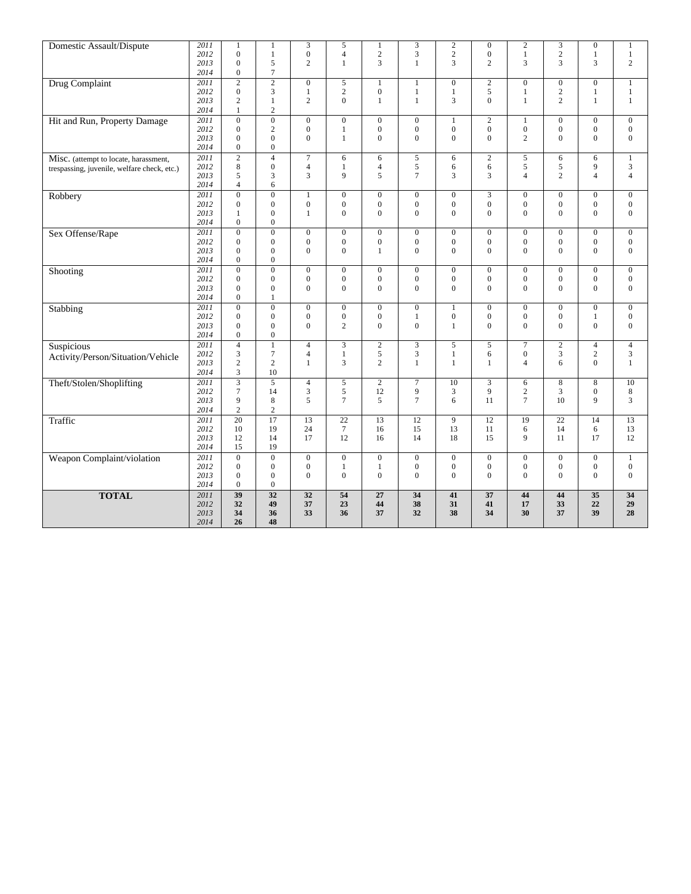| | | | | | | | | | | | | | |
|---|---|---|---|---|---|---|---|---|---|---|---|---|---|
| Domestic Assault/Dispute | *2011* | 1 | 1 | 3 | 5 | 1 | 3 | 2 | 0 | 2 | 3 | 0 | 1 |
| | *2012* | 0 | 1 | 0 | 4 | 2 | 3 | 2 | 0 | 1 | 2 | 1 | 1 |
| | *2013* | 0 | 5 | 2 | 1 | 3 | 1 | 3 | 2 | 3 | 3 | 3 | 2 |
| | *2014* | 0 | 7 | | | | | | | | | | |
| Drug Complaint | *2011* | 2 | 2 | 0 | 5 | 1 | 1 | 0 | 2 | 0 | 0 | 0 | 1 |
| | *2012* | 0 | 3 | 1 | 2 | 0 | 1 | 1 | 5 | 1 | 2 | 1 | 1 |
| | *2013* | 2 | 1 | 2 | 0 | 1 | 1 | 3 | 0 | 1 | 2 | 1 | 1 |
| | *2014* | 1 | 2 | | | | | | | | | | |
| Hit and Run, Property Damage | *2011* | 0 | 0 | 0 | 0 | 0 | 0 | 1 | 2 | 1 | 0 | 0 | 0 |
| | *2012* | 0 | 2 | 0 | 1 | 0 | 0 | 0 | 0 | 0 | 0 | 0 | 0 |
| | *2013* | 0 | 0 | 0 | 1 | 0 | 0 | 0 | 0 | 2 | 0 | 0 | 0 |
| | *2014* | 0 | 0 | | | | | | | | | | |
| Misc. (attempt to locate, harassment, trespassing, juvenile, welfare check, etc.) | *2011* | 2 | 4 | 7 | 6 | 6 | 5 | 6 | 2 | 5 | 6 | 6 | 1 |
| | *2012* | 8 | 0 | 4 | 1 | 4 | 5 | 6 | 6 | 5 | 5 | 9 | 3 |
| | *2013* | 5 | 3 | 3 | 9 | 5 | 7 | 3 | 3 | 4 | 2 | 4 | 4 |
| | *2014* | 4 | 6 | | | | | | | | | | |
| Robbery | *2011* | 0 | 0 | 1 | 0 | 0 | 0 | 0 | 3 | 0 | 0 | 0 | 0 |
| | *2012* | 0 | 0 | 0 | 0 | 0 | 0 | 0 | 0 | 0 | 0 | 0 | 0 |
| | *2013* | 1 | 0 | 1 | 0 | 0 | 0 | 0 | 0 | 0 | 0 | 0 | 0 |
| | *2014* | 0 | 0 | | | | | | | | | | |
| Sex Offense/Rape | *2011* | 0 | 0 | 0 | 0 | 0 | 0 | 0 | 0 | 0 | 0 | 0 | 0 |
| | *2012* | 0 | 0 | 0 | 0 | 0 | 0 | 0 | 0 | 0 | 0 | 0 | 0 |
| | *2013* | 0 | 0 | 0 | 0 | 1 | 0 | 0 | 0 | 0 | 0 | 0 | 0 |
| | *2014* | 0 | 0 | | | | | | | | | | |
| Shooting | *2011* | 0 | 0 | 0 | 0 | 0 | 0 | 0 | 0 | 0 | 0 | 0 | 0 |
| | *2012* | 0 | 0 | 0 | 0 | 0 | 0 | 0 | 0 | 0 | 0 | 0 | 0 |
| | *2013* | 0 | 0 | 0 | 0 | 0 | 0 | 0 | 0 | 0 | 0 | 0 | 0 |
| | *2014* | 0 | 1 | | | | | | | | | | |
| Stabbing | *2011* | 0 | 0 | 0 | 0 | 0 | 0 | 1 | 0 | 0 | 0 | 0 | 0 |
| | *2012* | 0 | 0 | 0 | 0 | 0 | 1 | 0 | 0 | 0 | 0 | 1 | 0 |
| | *2013* | 0 | 0 | 0 | 2 | 0 | 0 | 1 | 0 | 0 | 0 | 0 | 0 |
| | *2014* | 0 | 0 | | | | | | | | | | |
| Suspicious Activity/Person/Situation/Vehicle | *2011* | 4 | 1 | 4 | 3 | 2 | 3 | 5 | 5 | 7 | 2 | 4 | 4 |
| | *2012* | 3 | 7 | 4 | 1 | 5 | 3 | 1 | 6 | 0 | 3 | 2 | 3 |
| | *2013* | 2 | 2 | 1 | 3 | 2 | 1 | 1 | 1 | 4 | 6 | 0 | 1 |
| | *2014* | 3 | 10 | | | | | | | | | | |
| Theft/Stolen/Shoplifting | *2011* | 3 | 5 | 4 | 5 | 2 | 7 | 10 | 3 | 6 | 8 | 8 | 10 |
| | *2012* | 7 | 14 | 3 | 5 | 12 | 9 | 3 | 9 | 2 | 3 | 0 | 8 |
| | *2013* | 9 | 8 | 5 | 7 | 5 | 7 | 6 | 11 | 7 | 10 | 9 | 3 |
| | *2014* | 2 | 2 | | | | | | | | | | |
| Traffic | *2011* | 20 | 17 | 13 | 22 | 13 | 12 | 9 | 12 | 19 | 22 | 14 | 13 |
| | *2012* | 10 | 19 | 24 | 7 | 16 | 15 | 13 | 11 | 6 | 14 | 6 | 13 |
| | *2013* | 12 | 14 | 17 | 12 | 16 | 14 | 18 | 15 | 9 | 11 | 17 | 12 |
| | *2014* | 15 | 19 | | | | | | | | | | |
| Weapon Complaint/violation | *2011* | 0 | 0 | 0 | 0 | 0 | 0 | 0 | 0 | 0 | 0 | 0 | 1 |
| | *2012* | 0 | 0 | 0 | 1 | 1 | 0 | 0 | 0 | 0 | 0 | 0 | 0 |
| | *2013* | 0 | 0 | 0 | 0 | 0 | 0 | 0 | 0 | 0 | 0 | 0 | 0 |
| | *2014* | 0 | 0 | | | | | | | | | | |
| **TOTAL** | *2011* | **39** | **32** | **32** | **54** | **27** | **34** | **41** | **37** | **44** | **44** | **35** | **34** |
| | *2012* | **32** | **49** | **37** | **23** | **44** | **38** | **31** | **41** | **17** | **33** | **22** | **29** |
| | *2013* | **34** | **36** | **33** | **36** | **37** | **32** | **38** | **34** | **30** | **37** | **39** | **28** |
| | *2014* | **26** | **48** | | | | | | | | | | |